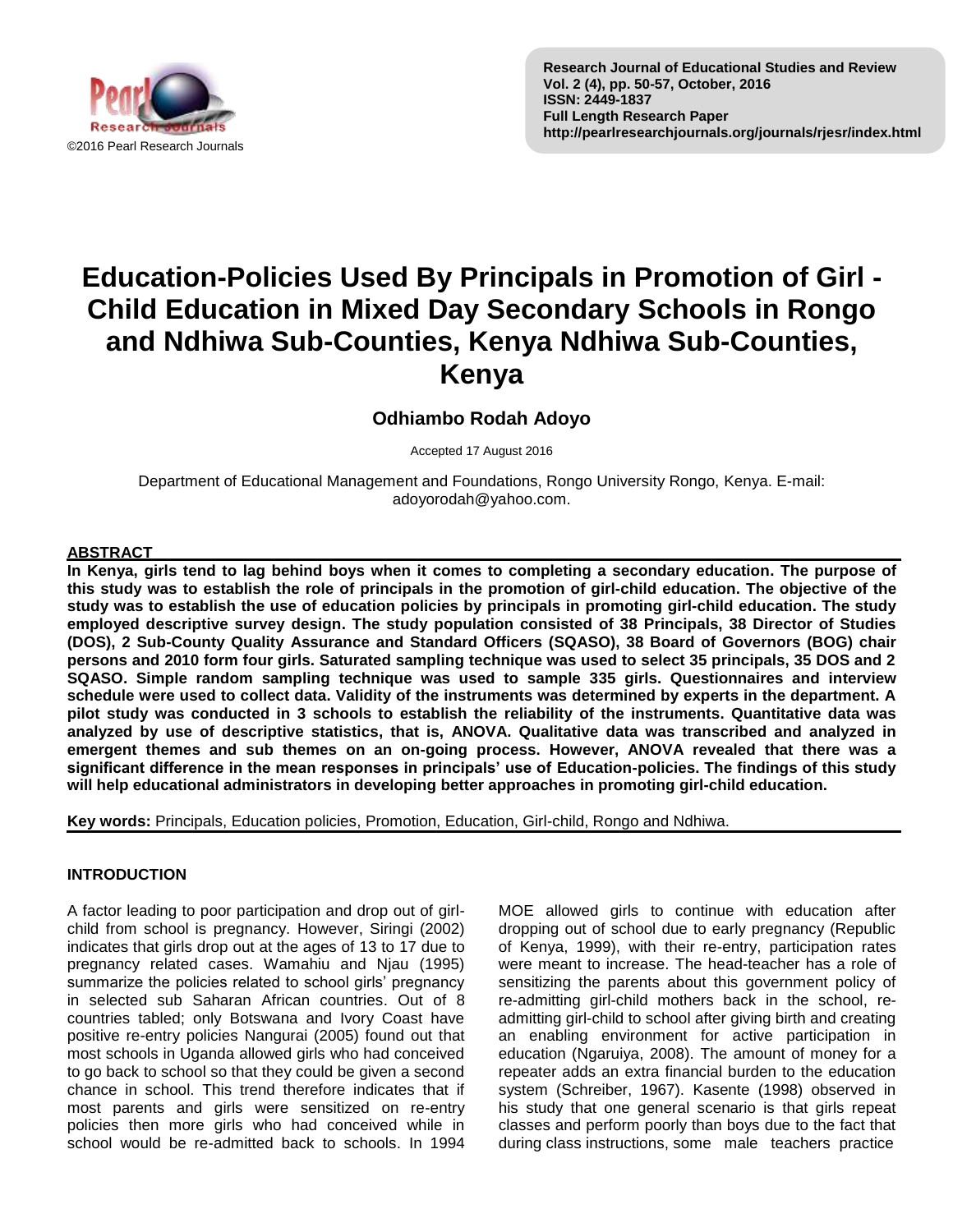©2016 Pearl Research Journals

**Research Journal of Educational Studies and Review**
**Vol. 2 (4), pp. 50-57, October, 2016**
**ISSN: 2449-1837**
**Full Length Research Paper**
**http://pearlresearchjournals.org/journals/rjesr/index.html**

# Education-Policies Used By Principals in Promotion of Girl - Child Education in Mixed Day Secondary Schools in Rongo and Ndhiwa Sub-Counties, Kenya Ndhiwa Sub-Counties, Kenya

## Odhiambo Rodah Adoyo

Accepted 17 August 2016

Department of Educational Management and Foundations, Rongo University Rongo, Kenya. E-mail: adoyorodah@yahoo.com.

## ABSTRACT

**In Kenya, girls tend to lag behind boys when it comes to completing a secondary education. The purpose of this study was to establish the role of principals in the promotion of girl-child education. The objective of the study was to establish the use of education policies by principals in promoting girl-child education. The study employed descriptive survey design. The study population consisted of 38 Principals, 38 Director of Studies (DOS), 2 Sub-County Quality Assurance and Standard Officers (SQASO), 38 Board of Governors (BOG) chair persons and 2010 form four girls. Saturated sampling technique was used to select 35 principals, 35 DOS and 2 SQASO. Simple random sampling technique was used to sample 335 girls. Questionnaires and interview schedule were used to collect data. Validity of the instruments was determined by experts in the department. A pilot study was conducted in 3 schools to establish the reliability of the instruments. Quantitative data was analyzed by use of descriptive statistics, that is, ANOVA. Qualitative data was transcribed and analyzed in emergent themes and sub themes on an on-going process. However, ANOVA revealed that there was a significant difference in the mean responses in principals' use of Education-policies. The findings of this study will help educational administrators in developing better approaches in promoting girl-child education.**

**Key words:** Principals, Education policies, Promotion, Education, Girl-child, Rongo and Ndhiwa.

## INTRODUCTION

A factor leading to poor participation and drop out of girl-child from school is pregnancy. However, Siringi (2002) indicates that girls drop out at the ages of 13 to 17 due to pregnancy related cases. Wamahiu and Njau (1995) summarize the policies related to school girls' pregnancy in selected sub Saharan African countries. Out of 8 countries tabled; only Botswana and Ivory Coast have positive re-entry policies Nangurai (2005) found out that most schools in Uganda allowed girls who had conceived to go back to school so that they could be given a second chance in school. This trend therefore indicates that if most parents and girls were sensitized on re-entry policies then more girls who had conceived while in school would be re-admitted back to schools. In 1994 MOE allowed girls to continue with education after dropping out of school due to early pregnancy (Republic of Kenya, 1999), with their re-entry, participation rates were meant to increase. The head-teacher has a role of sensitizing the parents about this government policy of re-admitting girl-child mothers back in the school, re-admitting girl-child to school after giving birth and creating an enabling environment for active participation in education (Ngaruiya, 2008). The amount of money for a repeater adds an extra financial burden to the education system (Schreiber, 1967). Kasente (1998) observed in his study that one general scenario is that girls repeat classes and perform poorly than boys due to the fact that during class instructions, some male teachers practice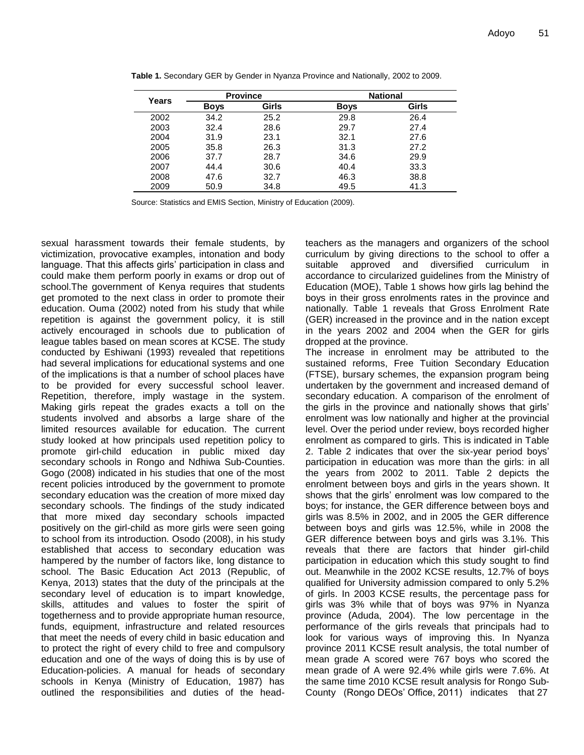**Table 1.** Secondary GER by Gender in Nyanza Province and Nationally, 2002 to 2009.

| Years | Province | | National | |
|---|---|---|---|---|
| | **Boys** | **Girls** | **Boys** | **Girls** |
| 2002 | 34.2 | 25.2 | 29.8 | 26.4 |
| 2003 | 32.4 | 28.6 | 29.7 | 27.4 |
| 2004 | 31.9 | 23.1 | 32.1 | 27.6 |
| 2005 | 35.8 | 26.3 | 31.3 | 27.2 |
| 2006 | 37.7 | 28.7 | 34.6 | 29.9 |
| 2007 | 44.4 | 30.6 | 40.4 | 33.3 |
| 2008 | 47.6 | 32.7 | 46.3 | 38.8 |
| 2009 | 50.9 | 34.8 | 49.5 | 41.3 |

Source: Statistics and EMIS Section, Ministry of Education (2009).

sexual harassment towards their female students, by victimization, provocative examples, intonation and body language. That this affects girls' participation in class and could make them perform poorly in exams or drop out of school.The government of Kenya requires that students get promoted to the next class in order to promote their education. Ouma (2002) noted from his study that while repetition is against the government policy, it is still actively encouraged in schools due to publication of league tables based on mean scores at KCSE. The study conducted by Eshiwani (1993) revealed that repetitions had several implications for educational systems and one of the implications is that a number of school places have to be provided for every successful school leaver. Repetition, therefore, imply wastage in the system. Making girls repeat the grades exacts a toll on the students involved and absorbs a large share of the limited resources available for education. The current study looked at how principals used repetition policy to promote girl-child education in public mixed day secondary schools in Rongo and Ndhiwa Sub-Counties. Gogo (2008) indicated in his studies that one of the most recent policies introduced by the government to promote secondary education was the creation of more mixed day secondary schools. The findings of the study indicated that more mixed day secondary schools impacted positively on the girl-child as more girls were seen going to school from its introduction. Osodo (2008), in his study established that access to secondary education was hampered by the number of factors like, long distance to school. The Basic Education Act 2013 (Republic, of Kenya, 2013) states that the duty of the principals at the secondary level of education is to impart knowledge, skills, attitudes and values to foster the spirit of togetherness and to provide appropriate human resource, funds, equipment, infrastructure and related resources that meet the needs of every child in basic education and to protect the right of every child to free and compulsory education and one of the ways of doing this is by use of Education-policies. A manual for heads of secondary schools in Kenya (Ministry of Education, 1987) has outlined the responsibilities and duties of the head-teachers as the managers and organizers of the school curriculum by giving directions to the school to offer a suitable approved and diversified curriculum in accordance to circularized guidelines from the Ministry of Education (MOE), Table 1 shows how girls lag behind the boys in their gross enrolments rates in the province and nationally. Table 1 reveals that Gross Enrolment Rate (GER) increased in the province and in the nation except in the years 2002 and 2004 when the GER for girls dropped at the province.

The increase in enrolment may be attributed to the sustained reforms, Free Tuition Secondary Education (FTSE), bursary schemes, the expansion program being undertaken by the government and increased demand of secondary education. A comparison of the enrolment of the girls in the province and nationally shows that girls' enrolment was low nationally and higher at the provincial level. Over the period under review, boys recorded higher enrolment as compared to girls. This is indicated in Table 2. Table 2 indicates that over the six-year period boys' participation in education was more than the girls: in all the years from 2002 to 2011. Table 2 depicts the enrolment between boys and girls in the years shown. It shows that the girls' enrolment was low compared to the boys; for instance, the GER difference between boys and girls was 8.5% in 2002, and in 2005 the GER difference between boys and girls was 12.5%, while in 2008 the GER difference between boys and girls was 3.1%. This reveals that there are factors that hinder girl-child participation in education which this study sought to find out. Meanwhile in the 2002 KCSE results, 12.7% of boys qualified for University admission compared to only 5.2% of girls. In 2003 KCSE results, the percentage pass for girls was 3% while that of boys was 97% in Nyanza province (Aduda, 2004). The low percentage in the performance of the girls reveals that principals had to look for various ways of improving this. In Nyanza province 2011 KCSE result analysis, the total number of mean grade A scored were 767 boys who scored the mean grade of A were 92.4% while girls were 7.6%. At the same time 2010 KCSE result analysis for Rongo Sub-County (Rongo DEOs' Office, 2011) indicates that 27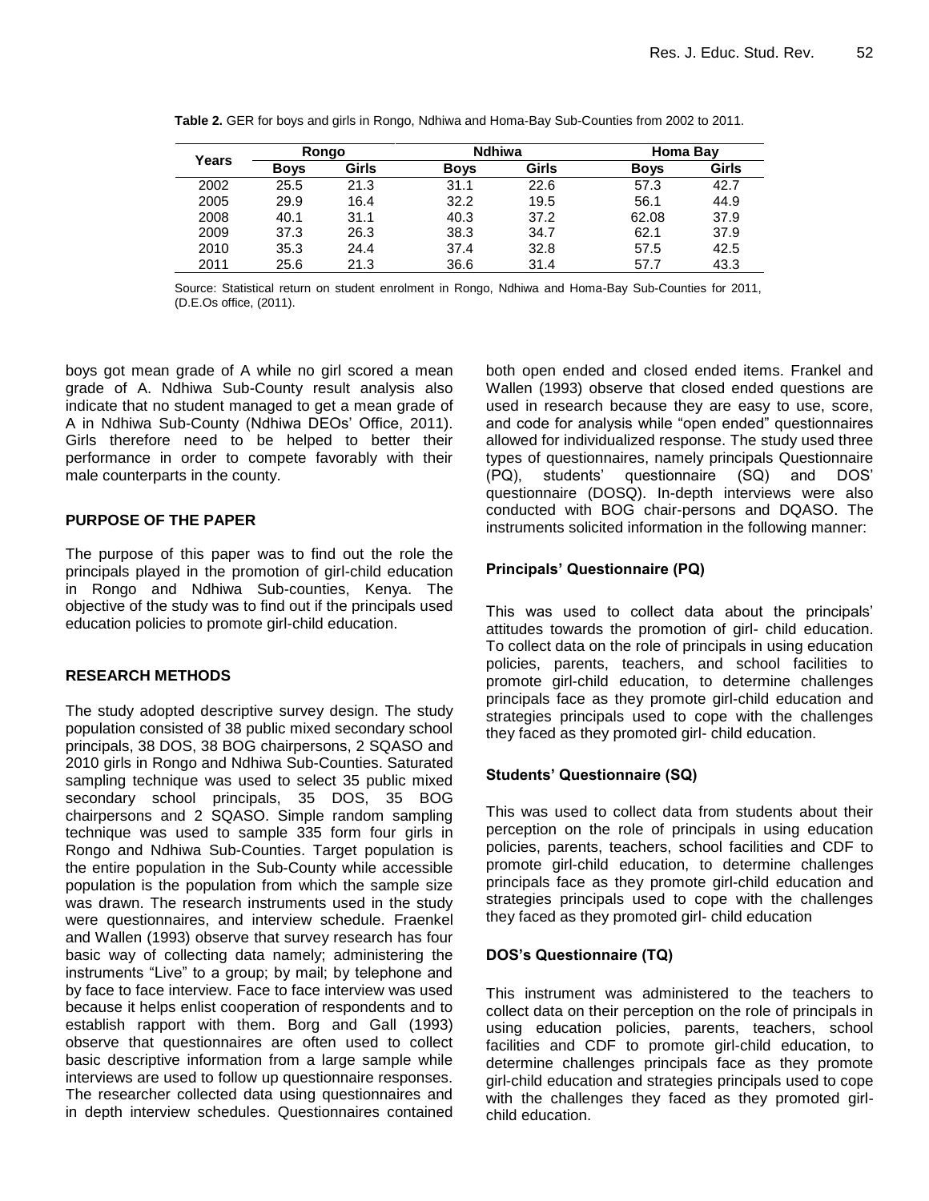**Table 2.** GER for boys and girls in Rongo, Ndhiwa and Homa-Bay Sub-Counties from 2002 to 2011.

| Years | Rongo | | Ndhiwa | | Homa Bay | |
|---|---|---|---|---|---|---|
| | **Boys** | **Girls** | **Boys** | **Girls** | **Boys** | **Girls** |
| 2002 | 25.5 | 21.3 | 31.1 | 22.6 | 57.3 | 42.7 |
| 2005 | 29.9 | 16.4 | 32.2 | 19.5 | 56.1 | 44.9 |
| 2008 | 40.1 | 31.1 | 40.3 | 37.2 | 62.08 | 37.9 |
| 2009 | 37.3 | 26.3 | 38.3 | 34.7 | 62.1 | 37.9 |
| 2010 | 35.3 | 24.4 | 37.4 | 32.8 | 57.5 | 42.5 |
| 2011 | 25.6 | 21.3 | 36.6 | 31.4 | 57.7 | 43.3 |

Source: Statistical return on student enrolment in Rongo, Ndhiwa and Homa-Bay Sub-Counties for 2011, (D.E.Os office, (2011).

boys got mean grade of A while no girl scored a mean grade of A. Ndhiwa Sub-County result analysis also indicate that no student managed to get a mean grade of A in Ndhiwa Sub-County (Ndhiwa DEOs' Office, 2011). Girls therefore need to be helped to better their performance in order to compete favorably with their male counterparts in the county.

## PURPOSE OF THE PAPER

The purpose of this paper was to find out the role the principals played in the promotion of girl-child education in Rongo and Ndhiwa Sub-counties, Kenya. The objective of the study was to find out if the principals used education policies to promote girl-child education.

## RESEARCH METHODS

The study adopted descriptive survey design. The study population consisted of 38 public mixed secondary school principals, 38 DOS, 38 BOG chairpersons, 2 SQASO and 2010 girls in Rongo and Ndhiwa Sub-Counties. Saturated sampling technique was used to select 35 public mixed secondary school principals, 35 DOS, 35 BOG chairpersons and 2 SQASO. Simple random sampling technique was used to sample 335 form four girls in Rongo and Ndhiwa Sub-Counties. Target population is the entire population in the Sub-County while accessible population is the population from which the sample size was drawn. The research instruments used in the study were questionnaires, and interview schedule. Fraenkel and Wallen (1993) observe that survey research has four basic way of collecting data namely; administering the instruments "Live" to a group; by mail; by telephone and by face to face interview. Face to face interview was used because it helps enlist cooperation of respondents and to establish rapport with them. Borg and Gall (1993) observe that questionnaires are often used to collect basic descriptive information from a large sample while interviews are used to follow up questionnaire responses. The researcher collected data using questionnaires and in depth interview schedules. Questionnaires contained both open ended and closed ended items. Frankel and Wallen (1993) observe that closed ended questions are used in research because they are easy to use, score, and code for analysis while "open ended" questionnaires allowed for individualized response. The study used three types of questionnaires, namely principals Questionnaire (PQ), students' questionnaire (SQ) and DOS' questionnaire (DOSQ). In-depth interviews were also conducted with BOG chair-persons and DQASO. The instruments solicited information in the following manner:

### Principals' Questionnaire (PQ)

This was used to collect data about the principals' attitudes towards the promotion of girl- child education. To collect data on the role of principals in using education policies, parents, teachers, and school facilities to promote girl-child education, to determine challenges principals face as they promote girl-child education and strategies principals used to cope with the challenges they faced as they promoted girl- child education.

### Students' Questionnaire (SQ)

This was used to collect data from students about their perception on the role of principals in using education policies, parents, teachers, school facilities and CDF to promote girl-child education, to determine challenges principals face as they promote girl-child education and strategies principals used to cope with the challenges they faced as they promoted girl- child education

### DOS's Questionnaire (TQ)

This instrument was administered to the teachers to collect data on their perception on the role of principals in using education policies, parents, teachers, school facilities and CDF to promote girl-child education, to determine challenges principals face as they promote girl-child education and strategies principals used to cope with the challenges they faced as they promoted girl-child education.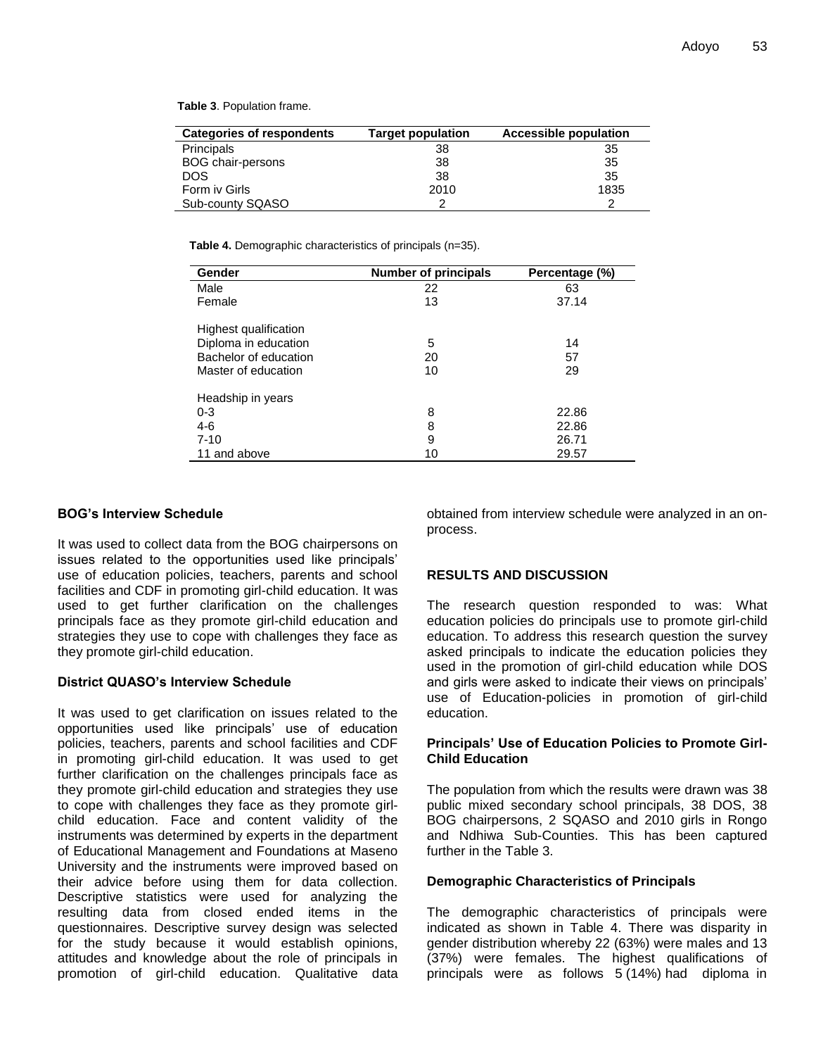**Table 3**. Population frame.

| Categories of respondents | Target population | Accessible population |
|---|---|---|
| Principals | 38 | 35 |
| BOG chair-persons | 38 | 35 |
| DOS | 38 | 35 |
| Form iv Girls | 2010 | 1835 |
| Sub-county SQASO | 2 | 2 |

**Table 4.** Demographic characteristics of principals (n=35).

| Gender | Number of principals | Percentage (%) |
|---|---|---|
| Male | 22 | 63 |
| Female | 13 | 37.14 |
| | | |
| Highest qualification | | |
| Diploma in education | 5 | 14 |
| Bachelor of education | 20 | 57 |
| Master of education | 10 | 29 |
| | | |
| Headship in years | | |
| 0-3 | 8 | 22.86 |
| 4-6 | 8 | 22.86 |
| 7-10 | 9 | 26.71 |
| 11 and above | 10 | 29.57 |

### BOG's Interview Schedule

It was used to collect data from the BOG chairpersons on issues related to the opportunities used like principals' use of education policies, teachers, parents and school facilities and CDF in promoting girl-child education. It was used to get further clarification on the challenges principals face as they promote girl-child education and strategies they use to cope with challenges they face as they promote girl-child education.

### District QUASO's Interview Schedule

It was used to get clarification on issues related to the opportunities used like principals' use of education policies, teachers, parents and school facilities and CDF in promoting girl-child education. It was used to get further clarification on the challenges principals face as they promote girl-child education and strategies they use to cope with challenges they face as they promote girl-child education. Face and content validity of the instruments was determined by experts in the department of Educational Management and Foundations at Maseno University and the instruments were improved based on their advice before using them for data collection. Descriptive statistics were used for analyzing the resulting data from closed ended items in the questionnaires. Descriptive survey design was selected for the study because it would establish opinions, attitudes and knowledge about the role of principals in promotion of girl-child education. Qualitative data obtained from interview schedule were analyzed in an on-process.

## RESULTS AND DISCUSSION

The research question responded to was: What education policies do principals use to promote girl-child education. To address this research question the survey asked principals to indicate the education policies they used in the promotion of girl-child education while DOS and girls were asked to indicate their views on principals' use of Education-policies in promotion of girl-child education.

### Principals' Use of Education Policies to Promote Girl-Child Education

The population from which the results were drawn was 38 public mixed secondary school principals, 38 DOS, 38 BOG chairpersons, 2 SQASO and 2010 girls in Rongo and Ndhiwa Sub-Counties. This has been captured further in the Table 3.

### Demographic Characteristics of Principals

The demographic characteristics of principals were indicated as shown in Table 4. There was disparity in gender distribution whereby 22 (63%) were males and 13 (37%) were females. The highest qualifications of principals were as follows 5 (14%) had diploma in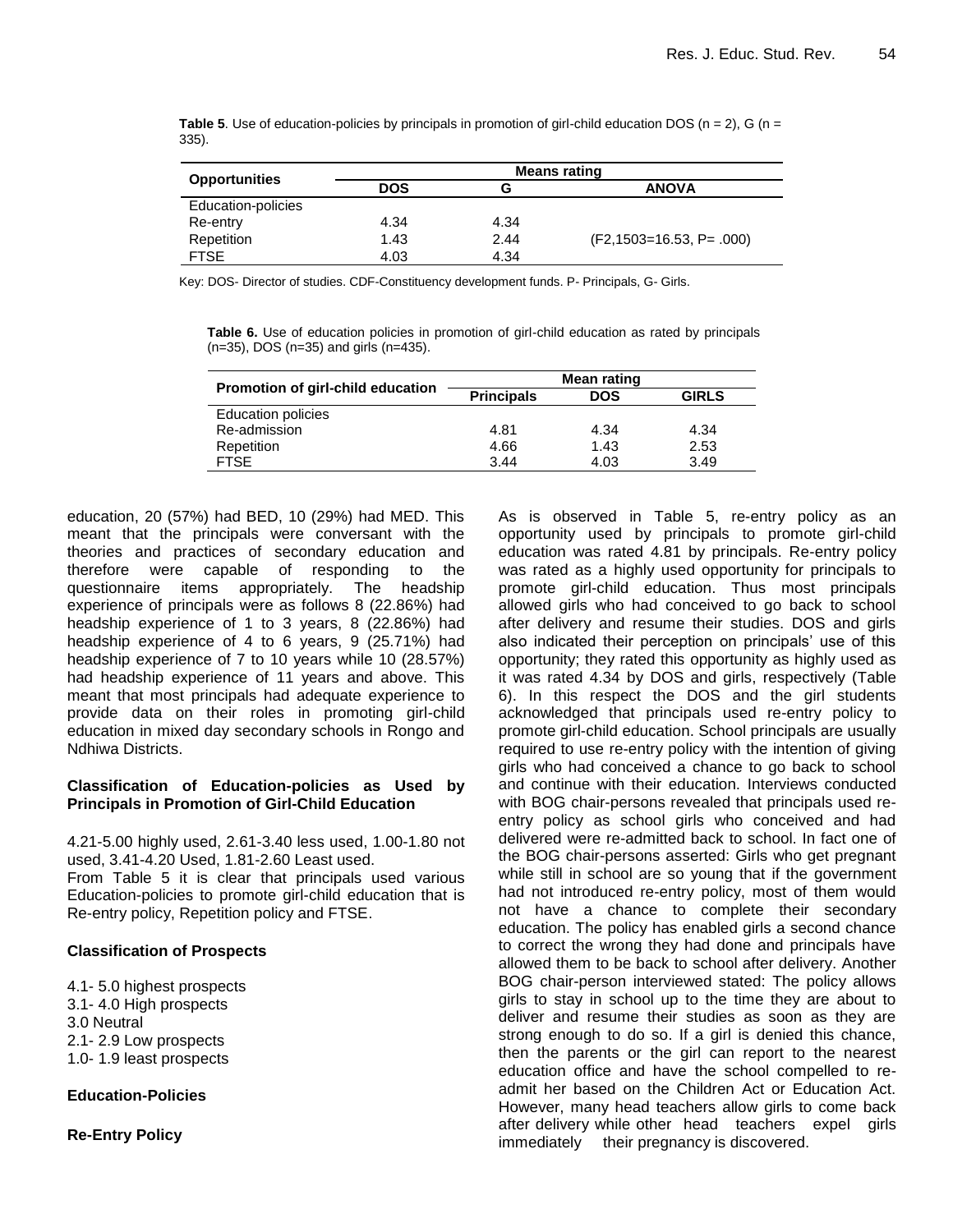**Table 5**. Use of education-policies by principals in promotion of girl-child education DOS (n = 2), G (n = 335).

| Opportunities | Means rating | | |
|---|---|---|---|
| | DOS | G | ANOVA |
| Education-policies | | | |
| Re-entry | 4.34 | 4.34 | |
| Repetition | 1.43 | 2.44 | ($F_{2,1503}$=16.53, P= .000) |
| FTSE | 4.03 | 4.34 | |

Key: DOS- Director of studies. CDF-Constituency development funds. P- Principals, G- Girls.

**Table 6.** Use of education policies in promotion of girl-child education as rated by principals (n=35), DOS (n=35) and girls (n=435).

| Promotion of girl-child education | Mean rating | | |
|---|---|---|---|
| | Principals | DOS | GIRLS |
| Education policies | | | |
| Re-admission | 4.81 | 4.34 | 4.34 |
| Repetition | 4.66 | 1.43 | 2.53 |
| FTSE | 3.44 | 4.03 | 3.49 |

education, 20 (57%) had BED, 10 (29%) had MED. This meant that the principals were conversant with the theories and practices of secondary education and therefore were capable of responding to the questionnaire items appropriately. The headship experience of principals were as follows 8 (22.86%) had headship experience of 1 to 3 years, 8 (22.86%) had headship experience of 4 to 6 years, 9 (25.71%) had headship experience of 7 to 10 years while 10 (28.57%) had headship experience of 11 years and above. This meant that most principals had adequate experience to provide data on their roles in promoting girl-child education in mixed day secondary schools in Rongo and Ndhiwa Districts.

**Classification of Education-policies as Used by Principals in Promotion of Girl-Child Education**

4.21-5.00 highly used, 2.61-3.40 less used, 1.00-1.80 not used, 3.41-4.20 Used, 1.81-2.60 Least used.

From Table 5 it is clear that principals used various Education-policies to promote girl-child education that is Re-entry policy, Repetition policy and FTSE.

**Classification of Prospects**

4.1- 5.0 highest prospects
3.1- 4.0 High prospects
3.0 Neutral
2.1- 2.9 Low prospects
1.0- 1.9 least prospects

**Education-Policies**

**Re-Entry Policy**

As is observed in Table 5, re-entry policy as an opportunity used by principals to promote girl-child education was rated 4.81 by principals. Re-entry policy was rated as a highly used opportunity for principals to promote girl-child education. Thus most principals allowed girls who had conceived to go back to school after delivery and resume their studies. DOS and girls also indicated their perception on principals' use of this opportunity; they rated this opportunity as highly used as it was rated 4.34 by DOS and girls, respectively (Table 6). In this respect the DOS and the girl students acknowledged that principals used re-entry policy to promote girl-child education. School principals are usually required to use re-entry policy with the intention of giving girls who had conceived a chance to go back to school and continue with their education. Interviews conducted with BOG chair-persons revealed that principals used re-entry policy as school girls who conceived and had delivered were re-admitted back to school. In fact one of the BOG chair-persons asserted: Girls who get pregnant while still in school are so young that if the government had not introduced re-entry policy, most of them would not have a chance to complete their secondary education. The policy has enabled girls a second chance to correct the wrong they had done and principals have allowed them to be back to school after delivery. Another BOG chair-person interviewed stated: The policy allows girls to stay in school up to the time they are about to deliver and resume their studies as soon as they are strong enough to do so. If a girl is denied this chance, then the parents or the girl can report to the nearest education office and have the school compelled to re-admit her based on the Children Act or Education Act. However, many head teachers allow girls to come back after delivery while other head teachers expel girls immediately their pregnancy is discovered.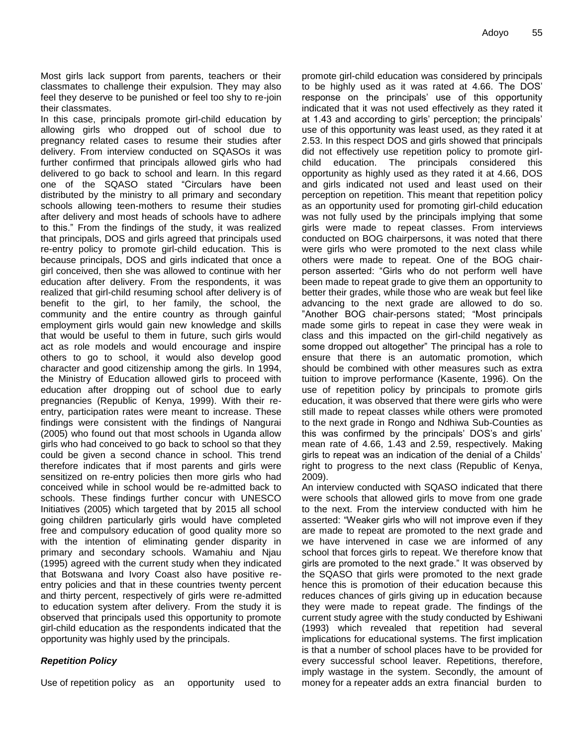Most girls lack support from parents, teachers or their classmates to challenge their expulsion. They may also feel they deserve to be punished or feel too shy to re-join their classmates.

In this case, principals promote girl-child education by allowing girls who dropped out of school due to pregnancy related cases to resume their studies after delivery. From interview conducted on SQASOs it was further confirmed that principals allowed girls who had delivered to go back to school and learn. In this regard one of the SQASO stated "Circulars have been distributed by the ministry to all primary and secondary schools allowing teen-mothers to resume their studies after delivery and most heads of schools have to adhere to this." From the findings of the study, it was realized that principals, DOS and girls agreed that principals used re-entry policy to promote girl-child education. This is because principals, DOS and girls indicated that once a girl conceived, then she was allowed to continue with her education after delivery. From the respondents, it was realized that girl-child resuming school after delivery is of benefit to the girl, to her family, the school, the community and the entire country as through gainful employment girls would gain new knowledge and skills that would be useful to them in future, such girls would act as role models and would encourage and inspire others to go to school, it would also develop good character and good citizenship among the girls. In 1994, the Ministry of Education allowed girls to proceed with education after dropping out of school due to early pregnancies (Republic of Kenya, 1999). With their re-entry, participation rates were meant to increase. These findings were consistent with the findings of Nangurai (2005) who found out that most schools in Uganda allow girls who had conceived to go back to school so that they could be given a second chance in school. This trend therefore indicates that if most parents and girls were sensitized on re-entry policies then more girls who had conceived while in school would be re-admitted back to schools. These findings further concur with UNESCO Initiatives (2005) which targeted that by 2015 all school going children particularly girls would have completed free and compulsory education of good quality more so with the intention of eliminating gender disparity in primary and secondary schools. Wamahiu and Njau (1995) agreed with the current study when they indicated that Botswana and Ivory Coast also have positive re-entry policies and that in these countries twenty percent and thirty percent, respectively of girls were re-admitted to education system after delivery. From the study it is observed that principals used this opportunity to promote girl-child education as the respondents indicated that the opportunity was highly used by the principals.

### *Repetition Policy*

Use of repetition policy as an opportunity used to promote girl-child education was considered by principals to be highly used as it was rated at 4.66. The DOS' response on the principals' use of this opportunity indicated that it was not used effectively as they rated it at 1.43 and according to girls' perception; the principals' use of this opportunity was least used, as they rated it at 2.53. In this respect DOS and girls showed that principals did not effectively use repetition policy to promote girl-child education. The principals considered this opportunity as highly used as they rated it at 4.66, DOS and girls indicated not used and least used on their perception on repetition. This meant that repetition policy as an opportunity used for promoting girl-child education was not fully used by the principals implying that some girls were made to repeat classes. From interviews conducted on BOG chairpersons, it was noted that there were girls who were promoted to the next class while others were made to repeat. One of the BOG chair-person asserted: "Girls who do not perform well have been made to repeat grade to give them an opportunity to better their grades, while those who are weak but feel like advancing to the next grade are allowed to do so. "Another BOG chair-persons stated; "Most principals made some girls to repeat in case they were weak in class and this impacted on the girl-child negatively as some dropped out altogether" The principal has a role to ensure that there is an automatic promotion, which should be combined with other measures such as extra tuition to improve performance (Kasente, 1996). On the use of repetition policy by principals to promote girls education, it was observed that there were girls who were still made to repeat classes while others were promoted to the next grade in Rongo and Ndhiwa Sub-Counties as this was confirmed by the principals' DOS's and girls' mean rate of 4.66, 1.43 and 2.59, respectively. Making girls to repeat was an indication of the denial of a Childs' right to progress to the next class (Republic of Kenya, 2009).

An interview conducted with SQASO indicated that there were schools that allowed girls to move from one grade to the next. From the interview conducted with him he asserted: "Weaker girls who will not improve even if they are made to repeat are promoted to the next grade and we have intervened in case we are informed of any school that forces girls to repeat. We therefore know that girls are promoted to the next grade." It was observed by the SQASO that girls were promoted to the next grade hence this is promotion of their education because this reduces chances of girls giving up in education because they were made to repeat grade. The findings of the current study agree with the study conducted by Eshiwani (1993) which revealed that repetition had several implications for educational systems. The first implication is that a number of school places have to be provided for every successful school leaver. Repetitions, therefore, imply wastage in the system. Secondly, the amount of money for a repeater adds an extra financial burden to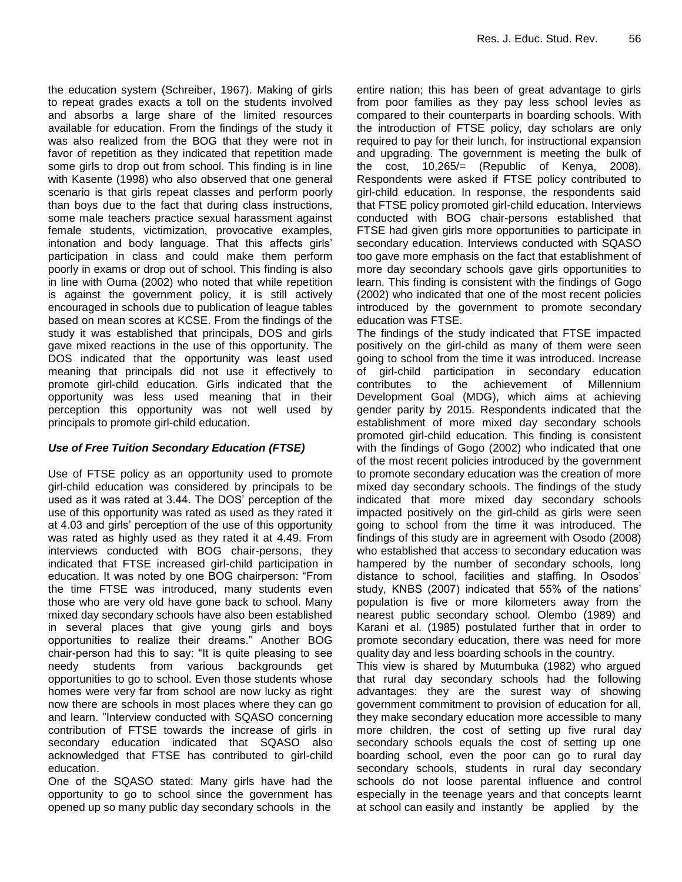the education system (Schreiber, 1967). Making of girls to repeat grades exacts a toll on the students involved and absorbs a large share of the limited resources available for education. From the findings of the study it was also realized from the BOG that they were not in favor of repetition as they indicated that repetition made some girls to drop out from school. This finding is in line with Kasente (1998) who also observed that one general scenario is that girls repeat classes and perform poorly than boys due to the fact that during class instructions, some male teachers practice sexual harassment against female students, victimization, provocative examples, intonation and body language. That this affects girls' participation in class and could make them perform poorly in exams or drop out of school. This finding is also in line with Ouma (2002) who noted that while repetition is against the government policy, it is still actively encouraged in schools due to publication of league tables based on mean scores at KCSE. From the findings of the study it was established that principals, DOS and girls gave mixed reactions in the use of this opportunity. The DOS indicated that the opportunity was least used meaning that principals did not use it effectively to promote girl-child education. Girls indicated that the opportunity was less used meaning that in their perception this opportunity was not well used by principals to promote girl-child education.

### *Use of Free Tuition Secondary Education (FTSE)*

Use of FTSE policy as an opportunity used to promote girl-child education was considered by principals to be used as it was rated at 3.44. The DOS' perception of the use of this opportunity was rated as used as they rated it at 4.03 and girls' perception of the use of this opportunity was rated as highly used as they rated it at 4.49. From interviews conducted with BOG chair-persons, they indicated that FTSE increased girl-child participation in education. It was noted by one BOG chairperson: "From the time FTSE was introduced, many students even those who are very old have gone back to school. Many mixed day secondary schools have also been established in several places that give young girls and boys opportunities to realize their dreams." Another BOG chair-person had this to say: "It is quite pleasing to see needy students from various backgrounds get opportunities to go to school. Even those students whose homes were very far from school are now lucky as right now there are schools in most places where they can go and learn. "Interview conducted with SQASO concerning contribution of FTSE towards the increase of girls in secondary education indicated that SQASO also acknowledged that FTSE has contributed to girl-child education.

One of the SQASO stated: Many girls have had the opportunity to go to school since the government has opened up so many public day secondary schools in the entire nation; this has been of great advantage to girls from poor families as they pay less school levies as compared to their counterparts in boarding schools. With the introduction of FTSE policy, day scholars are only required to pay for their lunch, for instructional expansion and upgrading. The government is meeting the bulk of the cost, 10,265/= (Republic of Kenya, 2008). Respondents were asked if FTSE policy contributed to girl-child education. In response, the respondents said that FTSE policy promoted girl-child education. Interviews conducted with BOG chair-persons established that FTSE had given girls more opportunities to participate in secondary education. Interviews conducted with SQASO too gave more emphasis on the fact that establishment of more day secondary schools gave girls opportunities to learn. This finding is consistent with the findings of Gogo (2002) who indicated that one of the most recent policies introduced by the government to promote secondary education was FTSE.

The findings of the study indicated that FTSE impacted positively on the girl-child as many of them were seen going to school from the time it was introduced. Increase of girl-child participation in secondary education contributes to the achievement of Millennium Development Goal (MDG), which aims at achieving gender parity by 2015. Respondents indicated that the establishment of more mixed day secondary schools promoted girl-child education. This finding is consistent with the findings of Gogo (2002) who indicated that one of the most recent policies introduced by the government to promote secondary education was the creation of more mixed day secondary schools. The findings of the study indicated that more mixed day secondary schools impacted positively on the girl-child as girls were seen going to school from the time it was introduced. The findings of this study are in agreement with Osodo (2008) who established that access to secondary education was hampered by the number of secondary schools, long distance to school, facilities and staffing. In Osodos' study, KNBS (2007) indicated that 55% of the nations' population is five or more kilometers away from the nearest public secondary school. Olembo (1989) and Karani et al. (1985) postulated further that in order to promote secondary education, there was need for more quality day and less boarding schools in the country.

This view is shared by Mutumbuka (1982) who argued that rural day secondary schools had the following advantages: they are the surest way of showing government commitment to provision of education for all, they make secondary education more accessible to many more children, the cost of setting up five rural day secondary schools equals the cost of setting up one boarding school, even the poor can go to rural day secondary schools, students in rural day secondary schools do not loose parental influence and control especially in the teenage years and that concepts learnt at school can easily and instantly be applied by the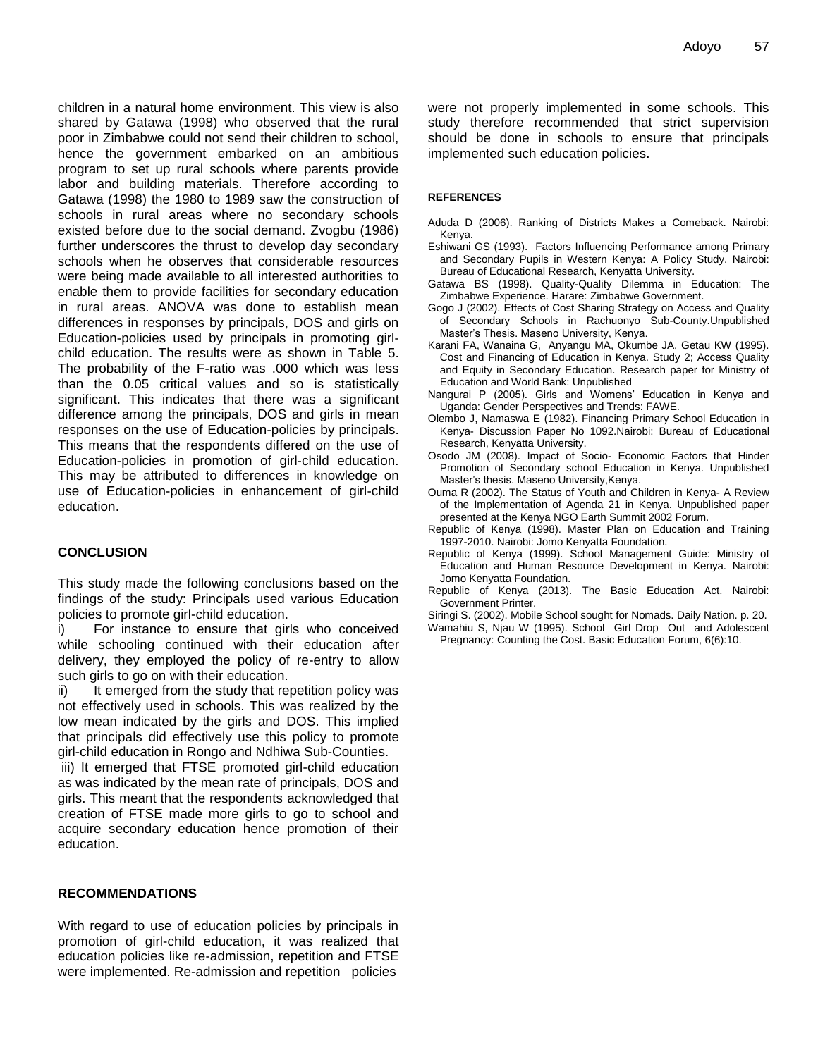children in a natural home environment. This view is also shared by Gatawa (1998) who observed that the rural poor in Zimbabwe could not send their children to school, hence the government embarked on an ambitious program to set up rural schools where parents provide labor and building materials. Therefore according to Gatawa (1998) the 1980 to 1989 saw the construction of schools in rural areas where no secondary schools existed before due to the social demand. Zvogbu (1986) further underscores the thrust to develop day secondary schools when he observes that considerable resources were being made available to all interested authorities to enable them to provide facilities for secondary education in rural areas. ANOVA was done to establish mean differences in responses by principals, DOS and girls on Education-policies used by principals in promoting girl-child education. The results were as shown in Table 5. The probability of the F-ratio was .000 which was less than the 0.05 critical values and so is statistically significant. This indicates that there was a significant difference among the principals, DOS and girls in mean responses on the use of Education-policies by principals. This means that the respondents differed on the use of Education-policies in promotion of girl-child education. This may be attributed to differences in knowledge on use of Education-policies in enhancement of girl-child education.

## CONCLUSION

This study made the following conclusions based on the findings of the study: Principals used various Education policies to promote girl-child education.

i) For instance to ensure that girls who conceived while schooling continued with their education after delivery, they employed the policy of re-entry to allow such girls to go on with their education.

ii) It emerged from the study that repetition policy was not effectively used in schools. This was realized by the low mean indicated by the girls and DOS. This implied that principals did effectively use this policy to promote girl-child education in Rongo and Ndhiwa Sub-Counties.

iii) It emerged that FTSE promoted girl-child education as was indicated by the mean rate of principals, DOS and girls. This meant that the respondents acknowledged that creation of FTSE made more girls to go to school and acquire secondary education hence promotion of their education.

## RECOMMENDATIONS

With regard to use of education policies by principals in promotion of girl-child education, it was realized that education policies like re-admission, repetition and FTSE were implemented. Re-admission and repetition policies were not properly implemented in some schools. This study therefore recommended that strict supervision should be done in schools to ensure that principals implemented such education policies.

## REFERENCES

Aduda D (2006). Ranking of Districts Makes a Comeback. Nairobi: Kenya.

Eshiwani GS (1993). Factors Influencing Performance among Primary and Secondary Pupils in Western Kenya: A Policy Study. Nairobi: Bureau of Educational Research, Kenyatta University.

Gatawa BS (1998). Quality-Quality Dilemma in Education: The Zimbabwe Experience. Harare: Zimbabwe Government.

Gogo J (2002). Effects of Cost Sharing Strategy on Access and Quality of Secondary Schools in Rachuonyo Sub-County.Unpublished Master's Thesis. Maseno University, Kenya.

Karani FA, Wanaina G, Anyangu MA, Okumbe JA, Getau KW (1995). Cost and Financing of Education in Kenya. Study 2; Access Quality and Equity in Secondary Education. Research paper for Ministry of Education and World Bank: Unpublished

Nangurai P (2005). Girls and Womens' Education in Kenya and Uganda: Gender Perspectives and Trends: FAWE.

Olembo J, Namaswa E (1982). Financing Primary School Education in Kenya- Discussion Paper No 1092.Nairobi: Bureau of Educational Research, Kenyatta University.

Osodo JM (2008). Impact of Socio- Economic Factors that Hinder Promotion of Secondary school Education in Kenya. Unpublished Master's thesis. Maseno University,Kenya.

Ouma R (2002). The Status of Youth and Children in Kenya- A Review of the Implementation of Agenda 21 in Kenya. Unpublished paper presented at the Kenya NGO Earth Summit 2002 Forum.

Republic of Kenya (1998). Master Plan on Education and Training 1997-2010. Nairobi: Jomo Kenyatta Foundation.

Republic of Kenya (1999). School Management Guide: Ministry of Education and Human Resource Development in Kenya. Nairobi: Jomo Kenyatta Foundation.

Republic of Kenya (2013). The Basic Education Act. Nairobi: Government Printer.

Siringi S. (2002). Mobile School sought for Nomads. Daily Nation. p. 20.

Wamahiu S, Njau W (1995). School Girl Drop Out and Adolescent Pregnancy: Counting the Cost. Basic Education Forum, 6(6):10.